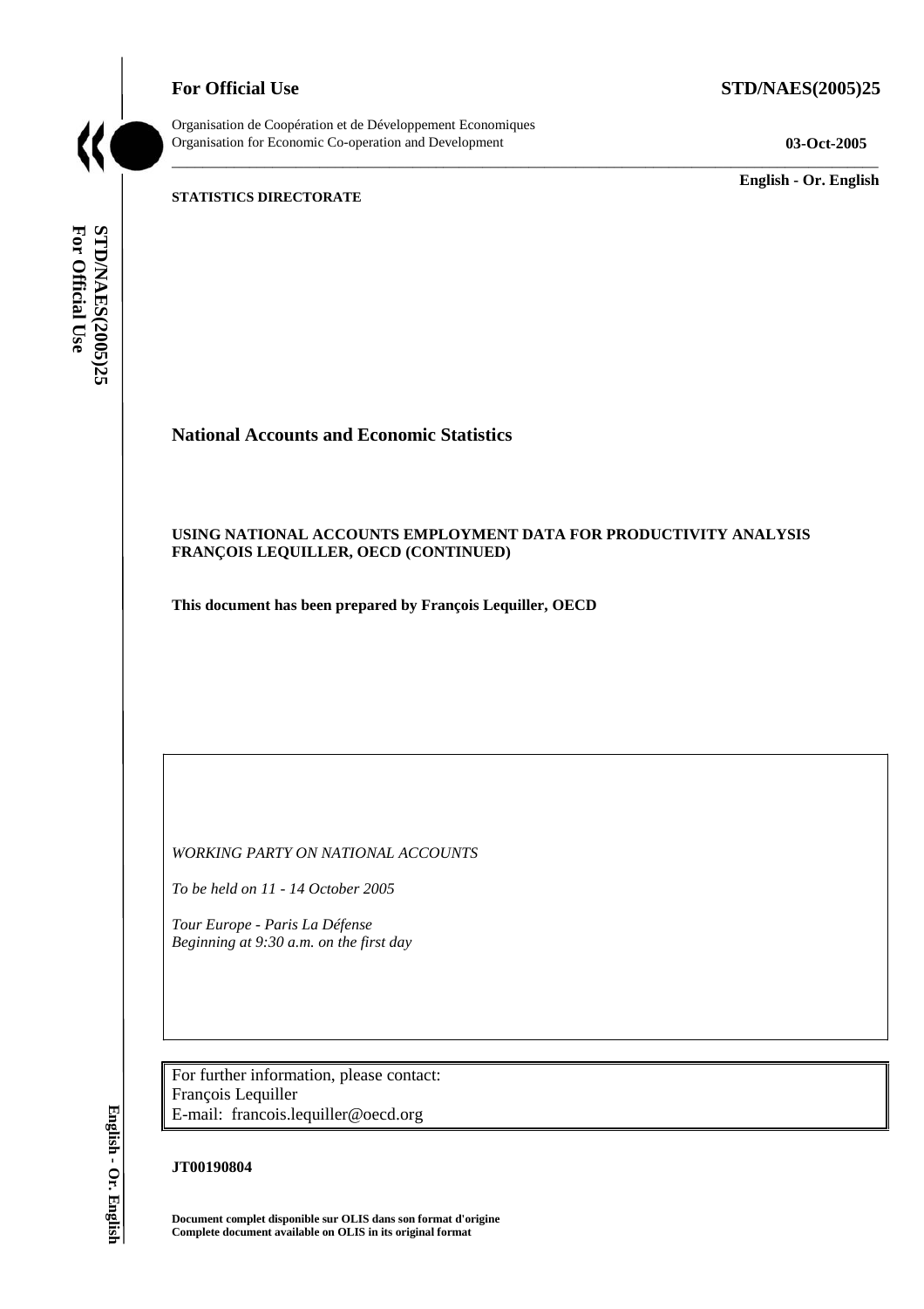**For Official Use** **STD/NAES(2005)25**

Organisation de Coopération et de Développement Economiques
Organisation for Economic Co-operation and Development

**03-Oct-2005**

**English - Or. English**

**STATISTICS DIRECTORATE**

# National Accounts and Economic Statistics

**USING NATIONAL ACCOUNTS EMPLOYMENT DATA FOR PRODUCTIVITY ANALYSIS**
**FRANÇOIS LEQUILLER, OECD (CONTINUED)**

**This document has been prepared by François Lequiller, OECD**

*WORKING PARTY ON NATIONAL ACCOUNTS*

*To be held on 11 - 14 October 2005*

*Tour Europe - Paris La Défense*
*Beginning at 9:30 a.m. on the first day*

For further information, please contact:
François Lequiller
E-mail: francois.lequiller@oecd.org

**JT00190804**

**Document complet disponible sur OLIS dans son format d'origine**
**Complete document available on OLIS in its original format**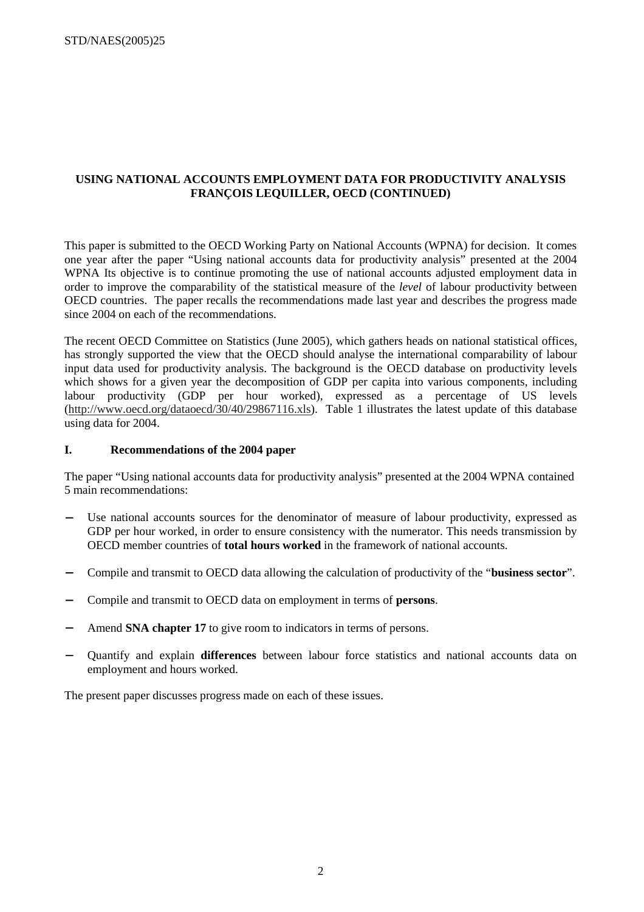**USING NATIONAL ACCOUNTS EMPLOYMENT DATA FOR PRODUCTIVITY ANALYSIS FRANÇOIS LEQUILLER, OECD (CONTINUED)**

This paper is submitted to the OECD Working Party on National Accounts (WPNA) for decision. It comes one year after the paper "Using national accounts data for productivity analysis" presented at the 2004 WPNA Its objective is to continue promoting the use of national accounts adjusted employment data in order to improve the comparability of the statistical measure of the *level* of labour productivity between OECD countries. The paper recalls the recommendations made last year and describes the progress made since 2004 on each of the recommendations.

The recent OECD Committee on Statistics (June 2005), which gathers heads on national statistical offices, has strongly supported the view that the OECD should analyse the international comparability of labour input data used for productivity analysis. The background is the OECD database on productivity levels which shows for a given year the decomposition of GDP per capita into various components, including labour productivity (GDP per hour worked), expressed as a percentage of US levels (http://www.oecd.org/dataoecd/30/40/29867116.xls). Table 1 illustrates the latest update of this database using data for 2004.

## I. Recommendations of the 2004 paper

The paper "Using national accounts data for productivity analysis" presented at the 2004 WPNA contained 5 main recommendations:

- Use national accounts sources for the denominator of measure of labour productivity, expressed as GDP per hour worked, in order to ensure consistency with the numerator. This needs transmission by OECD member countries of **total hours worked** in the framework of national accounts.
- Compile and transmit to OECD data allowing the calculation of productivity of the "**business sector**".
- Compile and transmit to OECD data on employment in terms of **persons**.
- Amend **SNA chapter 17** to give room to indicators in terms of persons.
- Quantify and explain **differences** between labour force statistics and national accounts data on employment and hours worked.

The present paper discusses progress made on each of these issues.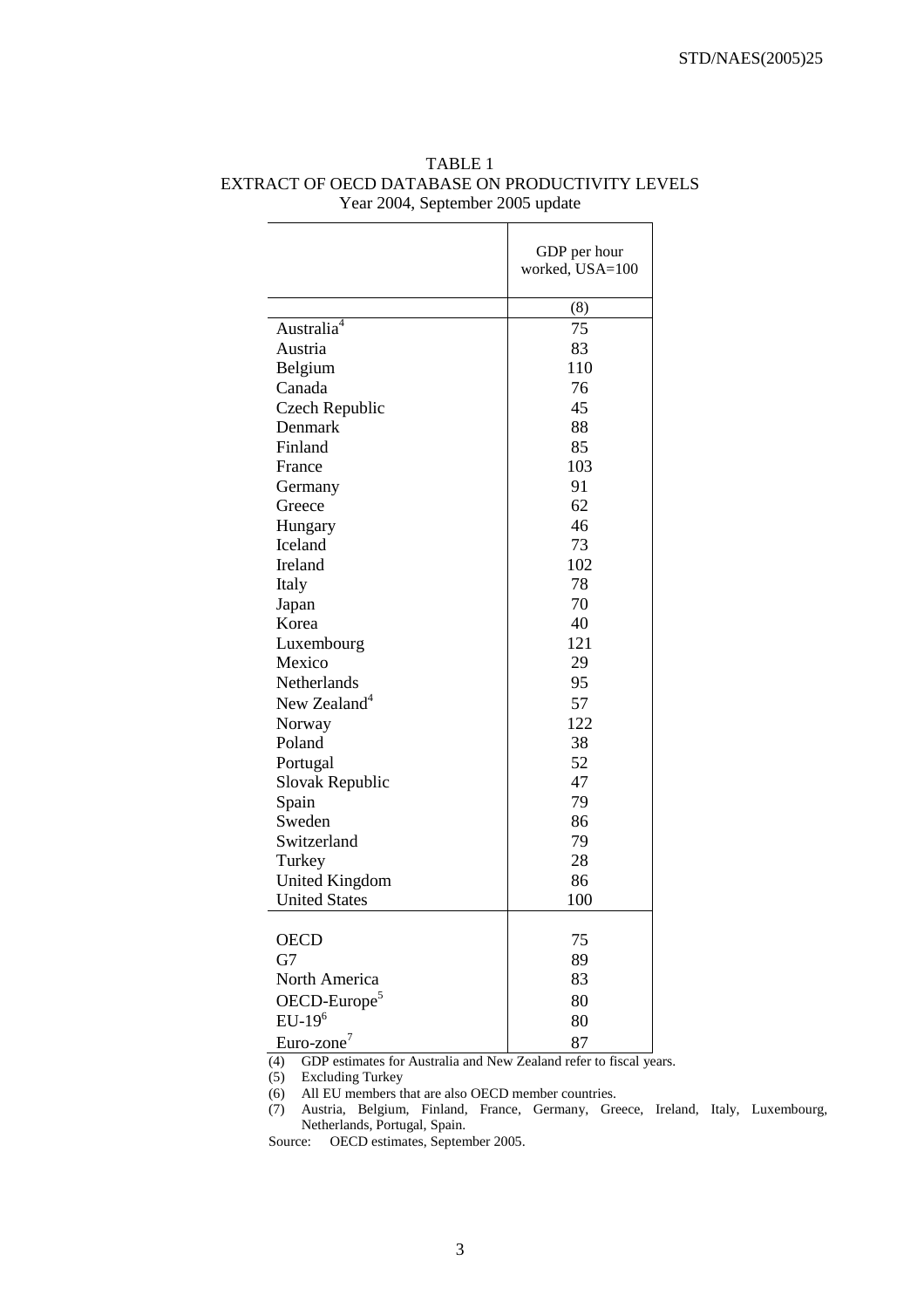TABLE 1
EXTRACT OF OECD DATABASE ON PRODUCTIVITY LEVELS
Year 2004, September 2005 update

| | GDP per hour worked, USA=100 |
|---|---|
| | (8) |
| Australia[4] | 75 |
| Austria | 83 |
| Belgium | 110 |
| Canada | 76 |
| Czech Republic | 45 |
| Denmark | 88 |
| Finland | 85 |
| France | 103 |
| Germany | 91 |
| Greece | 62 |
| Hungary | 46 |
| Iceland | 73 |
| Ireland | 102 |
| Italy | 78 |
| Japan | 70 |
| Korea | 40 |
| Luxembourg | 121 |
| Mexico | 29 |
| Netherlands | 95 |
| New Zealand[4] | 57 |
| Norway | 122 |
| Poland | 38 |
| Portugal | 52 |
| Slovak Republic | 47 |
| Spain | 79 |
| Sweden | 86 |
| Switzerland | 79 |
| Turkey | 28 |
| United Kingdom | 86 |
| United States | 100 |
| OECD | 75 |
| G7 | 89 |
| North America | 83 |
| OECD-Europe[5] | 80 |
| EU-19[6] | 80 |
| Euro-zone[7] | 87 |

(4) GDP estimates for Australia and New Zealand refer to fiscal years.
(5) Excluding Turkey
(6) All EU members that are also OECD member countries.
(7) Austria, Belgium, Finland, France, Germany, Greece, Ireland, Italy, Luxembourg, Netherlands, Portugal, Spain.

Source: OECD estimates, September 2005.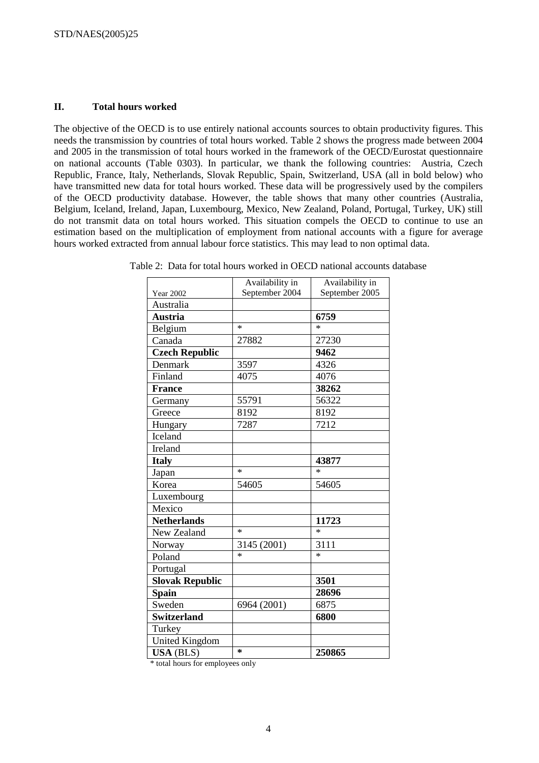## II. Total hours worked

The objective of the OECD is to use entirely national accounts sources to obtain productivity figures. This needs the transmission by countries of total hours worked. Table 2 shows the progress made between 2004 and 2005 in the transmission of total hours worked in the framework of the OECD/Eurostat questionnaire on national accounts (Table 0303). In particular, we thank the following countries: Austria, Czech Republic, France, Italy, Netherlands, Slovak Republic, Spain, Switzerland, USA (all in bold below) who have transmitted new data for total hours worked. These data will be progressively used by the compilers of the OECD productivity database. However, the table shows that many other countries (Australia, Belgium, Iceland, Ireland, Japan, Luxembourg, Mexico, New Zealand, Poland, Portugal, Turkey, UK) still do not transmit data on total hours worked. This situation compels the OECD to continue to use an estimation based on the multiplication of employment from national accounts with a figure for average hours worked extracted from annual labour force statistics. This may lead to non optimal data.

Table 2: Data for total hours worked in OECD national accounts database

| Year 2002 | Availability in September 2004 | Availability in September 2005 |
|---|---|---|
| Australia | | |
| **Austria** | | **6759** |
| Belgium | * | * |
| Canada | 27882 | 27230 |
| **Czech Republic** | | **9462** |
| Denmark | 3597 | 4326 |
| Finland | 4075 | 4076 |
| **France** | | **38262** |
| Germany | 55791 | 56322 |
| Greece | 8192 | 8192 |
| Hungary | 7287 | 7212 |
| Iceland | | |
| Ireland | | |
| **Italy** | | **43877** |
| Japan | * | * |
| Korea | 54605 | 54605 |
| Luxembourg | | |
| Mexico | | |
| **Netherlands** | | **11723** |
| New Zealand | * | * |
| Norway | 3145 (2001) | 3111 |
| Poland | * | * |
| Portugal | | |
| **Slovak Republic** | | **3501** |
| **Spain** | | **28696** |
| Sweden | 6964 (2001) | 6875 |
| **Switzerland** | | **6800** |
| Turkey | | |
| United Kingdom | | |
| **USA** (BLS) | * | **250865** |

\* total hours for employees only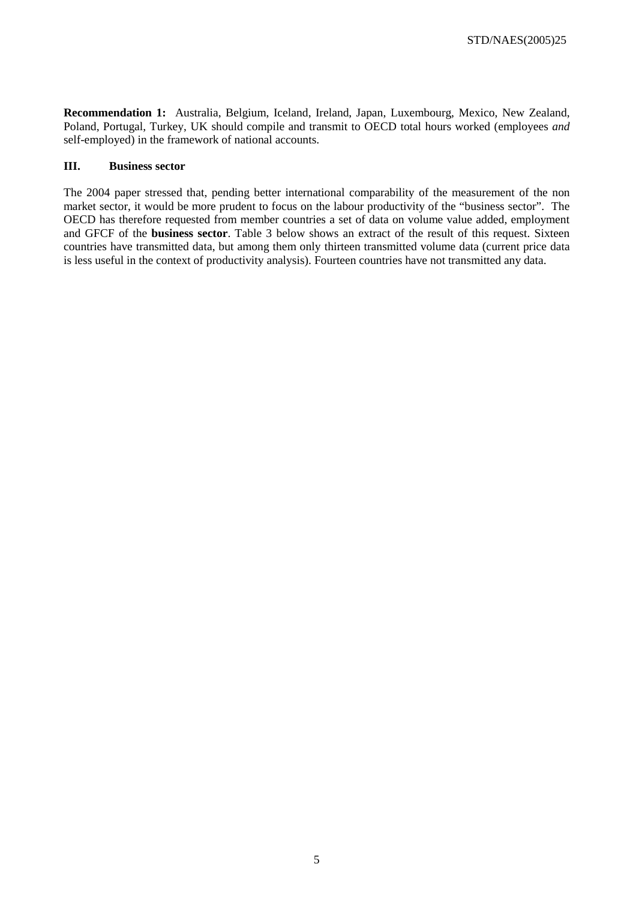**Recommendation 1:** Australia, Belgium, Iceland, Ireland, Japan, Luxembourg, Mexico, New Zealand, Poland, Portugal, Turkey, UK should compile and transmit to OECD total hours worked (employees *and* self-employed) in the framework of national accounts.

## III. Business sector

The 2004 paper stressed that, pending better international comparability of the measurement of the non market sector, it would be more prudent to focus on the labour productivity of the "business sector". The OECD has therefore requested from member countries a set of data on volume value added, employment and GFCF of the **business sector**. Table 3 below shows an extract of the result of this request. Sixteen countries have transmitted data, but among them only thirteen transmitted volume data (current price data is less useful in the context of productivity analysis). Fourteen countries have not transmitted any data.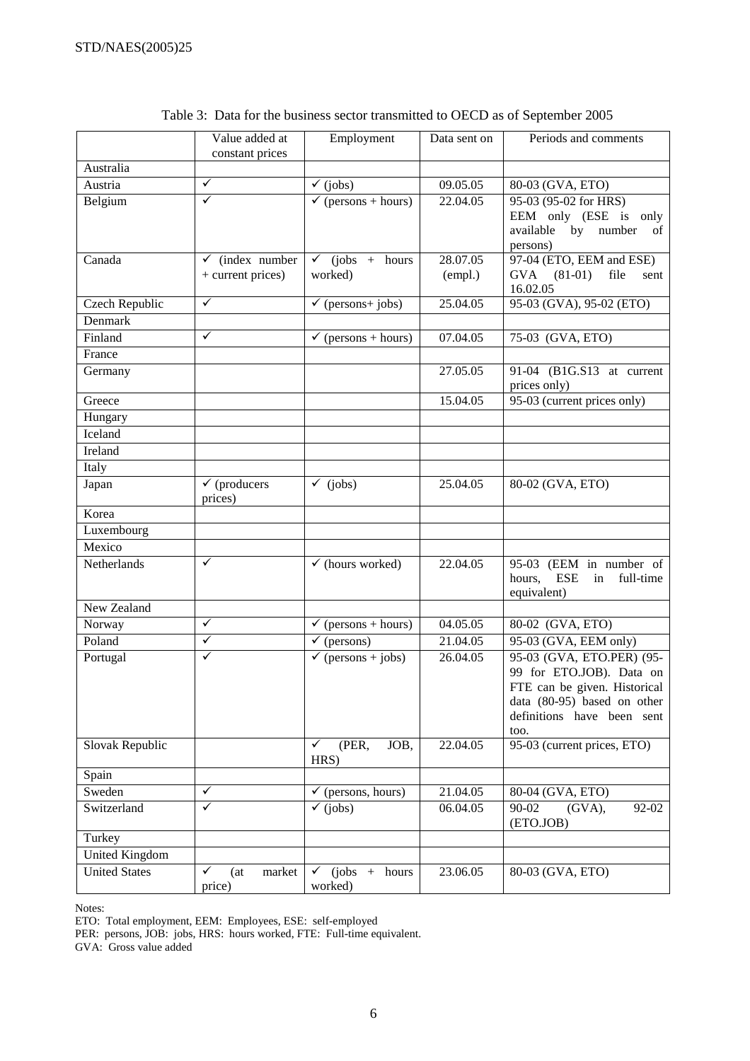Table 3: Data for the business sector transmitted to OECD as of September 2005

| | Value added at constant prices | Employment | Data sent on | Periods and comments |
|---|---|---|---|---|
| Australia | | | | |
| Austria | ✓ | ✓ (jobs) | 09.05.05 | 80-03 (GVA, ETO) |
| Belgium | ✓ | ✓ (persons + hours) | 22.04.05 | 95-03 (95-02 for HRS) EEM only (ESE is only available by number of persons) |
| Canada | ✓ (index number + current prices) | ✓ (jobs + hours worked) | 28.07.05 (empl.) | 97-04 (ETO, EEM and ESE) GVA (81-01) file sent 16.02.05 |
| Czech Republic | ✓ | ✓ (persons+ jobs) | 25.04.05 | 95-03 (GVA), 95-02 (ETO) |
| Denmark | | | | |
| Finland | ✓ | ✓ (persons + hours) | 07.04.05 | 75-03 (GVA, ETO) |
| France | | | | |
| Germany | | | 27.05.05 | 91-04 (B1G.S13 at current prices only) |
| Greece | | | 15.04.05 | 95-03 (current prices only) |
| Hungary | | | | |
| Iceland | | | | |
| Ireland | | | | |
| Italy | | | | |
| Japan | ✓ (producers prices) | ✓ (jobs) | 25.04.05 | 80-02 (GVA, ETO) |
| Korea | | | | |
| Luxembourg | | | | |
| Mexico | | | | |
| Netherlands | ✓ | ✓ (hours worked) | 22.04.05 | 95-03 (EEM in number of hours, ESE in full-time equivalent) |
| New Zealand | | | | |
| Norway | ✓ | ✓ (persons + hours) | 04.05.05 | 80-02 (GVA, ETO) |
| Poland | ✓ | ✓ (persons) | 21.04.05 | 95-03 (GVA, EEM only) |
| Portugal | ✓ | ✓ (persons + jobs) | 26.04.05 | 95-03 (GVA, ETO.PER) (95-99 for ETO.JOB). Data on FTE can be given. Historical data (80-95) based on other definitions have been sent too. |
| Slovak Republic | | ✓ (PER, JOB, HRS) | 22.04.05 | 95-03 (current prices, ETO) |
| Spain | | | | |
| Sweden | ✓ | ✓ (persons, hours) | 21.04.05 | 80-04 (GVA, ETO) |
| Switzerland | ✓ | ✓ (jobs) | 06.04.05 | 90-02 (GVA), 92-02 (ETO.JOB) |
| Turkey | | | | |
| United Kingdom | | | | |
| United States | ✓ (at market price) | ✓ (jobs + hours worked) | 23.06.05 | 80-03 (GVA, ETO) |

Notes:
ETO: Total employment, EEM: Employees, ESE: self-employed
PER: persons, JOB: jobs, HRS: hours worked, FTE: Full-time equivalent.
GVA: Gross value added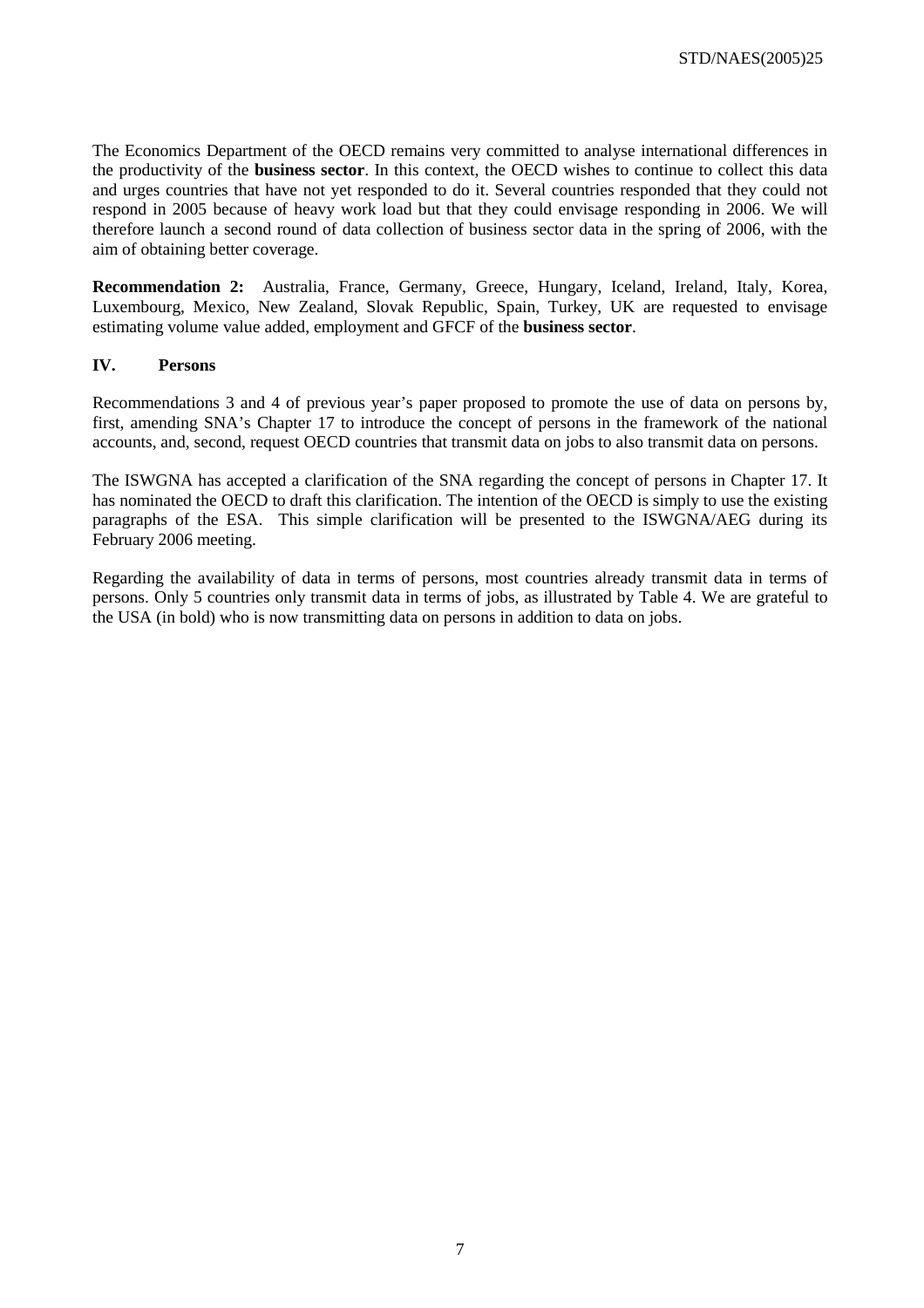The Economics Department of the OECD remains very committed to analyse international differences in the productivity of the **business sector**. In this context, the OECD wishes to continue to collect this data and urges countries that have not yet responded to do it. Several countries responded that they could not respond in 2005 because of heavy work load but that they could envisage responding in 2006. We will therefore launch a second round of data collection of business sector data in the spring of 2006, with the aim of obtaining better coverage.

**Recommendation 2:** Australia, France, Germany, Greece, Hungary, Iceland, Ireland, Italy, Korea, Luxembourg, Mexico, New Zealand, Slovak Republic, Spain, Turkey, UK are requested to envisage estimating volume value added, employment and GFCF of the **business sector**.

## IV. Persons

Recommendations 3 and 4 of previous year's paper proposed to promote the use of data on persons by, first, amending SNA's Chapter 17 to introduce the concept of persons in the framework of the national accounts, and, second, request OECD countries that transmit data on jobs to also transmit data on persons.

The ISWGNA has accepted a clarification of the SNA regarding the concept of persons in Chapter 17. It has nominated the OECD to draft this clarification. The intention of the OECD is simply to use the existing paragraphs of the ESA. This simple clarification will be presented to the ISWGNA/AEG during its February 2006 meeting.

Regarding the availability of data in terms of persons, most countries already transmit data in terms of persons. Only 5 countries only transmit data in terms of jobs, as illustrated by Table 4. We are grateful to the USA (in bold) who is now transmitting data on persons in addition to data on jobs.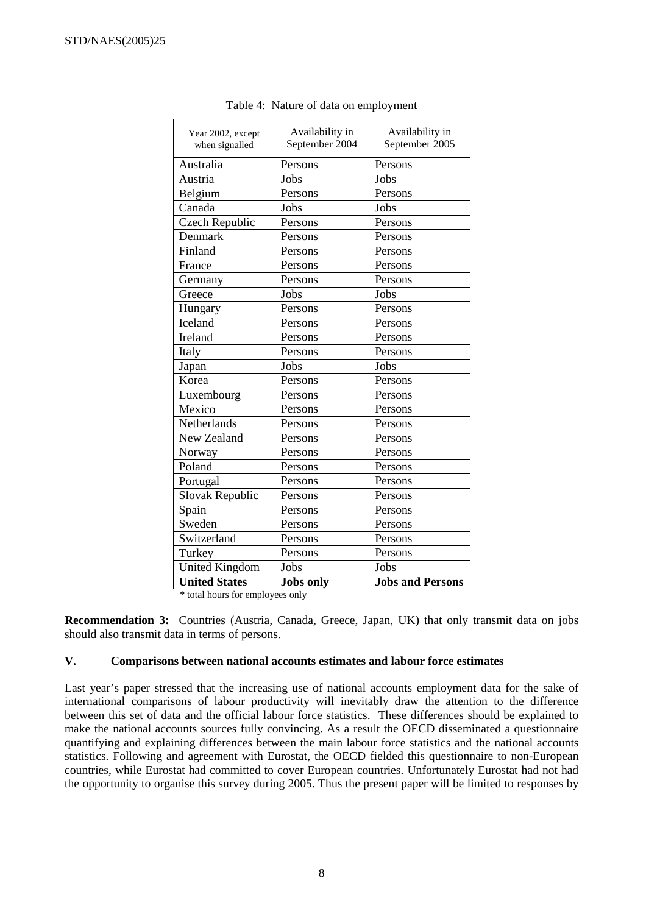Table 4: Nature of data on employment

| Year 2002, except when signalled | Availability in September 2004 | Availability in September 2005 |
|---|---|---|
| Australia | Persons | Persons |
| Austria | Jobs | Jobs |
| Belgium | Persons | Persons |
| Canada | Jobs | Jobs |
| Czech Republic | Persons | Persons |
| Denmark | Persons | Persons |
| Finland | Persons | Persons |
| France | Persons | Persons |
| Germany | Persons | Persons |
| Greece | Jobs | Jobs |
| Hungary | Persons | Persons |
| Iceland | Persons | Persons |
| Ireland | Persons | Persons |
| Italy | Persons | Persons |
| Japan | Jobs | Jobs |
| Korea | Persons | Persons |
| Luxembourg | Persons | Persons |
| Mexico | Persons | Persons |
| Netherlands | Persons | Persons |
| New Zealand | Persons | Persons |
| Norway | Persons | Persons |
| Poland | Persons | Persons |
| Portugal | Persons | Persons |
| Slovak Republic | Persons | Persons |
| Spain | Persons | Persons |
| Sweden | Persons | Persons |
| Switzerland | Persons | Persons |
| Turkey | Persons | Persons |
| United Kingdom | Jobs | Jobs |
| **United States** | **Jobs only** | **Jobs and Persons** |

\* total hours for employees only

**Recommendation 3:** Countries (Austria, Canada, Greece, Japan, UK) that only transmit data on jobs should also transmit data in terms of persons.

## V. Comparisons between national accounts estimates and labour force estimates

Last year's paper stressed that the increasing use of national accounts employment data for the sake of international comparisons of labour productivity will inevitably draw the attention to the difference between this set of data and the official labour force statistics. These differences should be explained to make the national accounts sources fully convincing. As a result the OECD disseminated a questionnaire quantifying and explaining differences between the main labour force statistics and the national accounts statistics. Following and agreement with Eurostat, the OECD fielded this questionnaire to non-European countries, while Eurostat had committed to cover European countries. Unfortunately Eurostat had not had the opportunity to organise this survey during 2005. Thus the present paper will be limited to responses by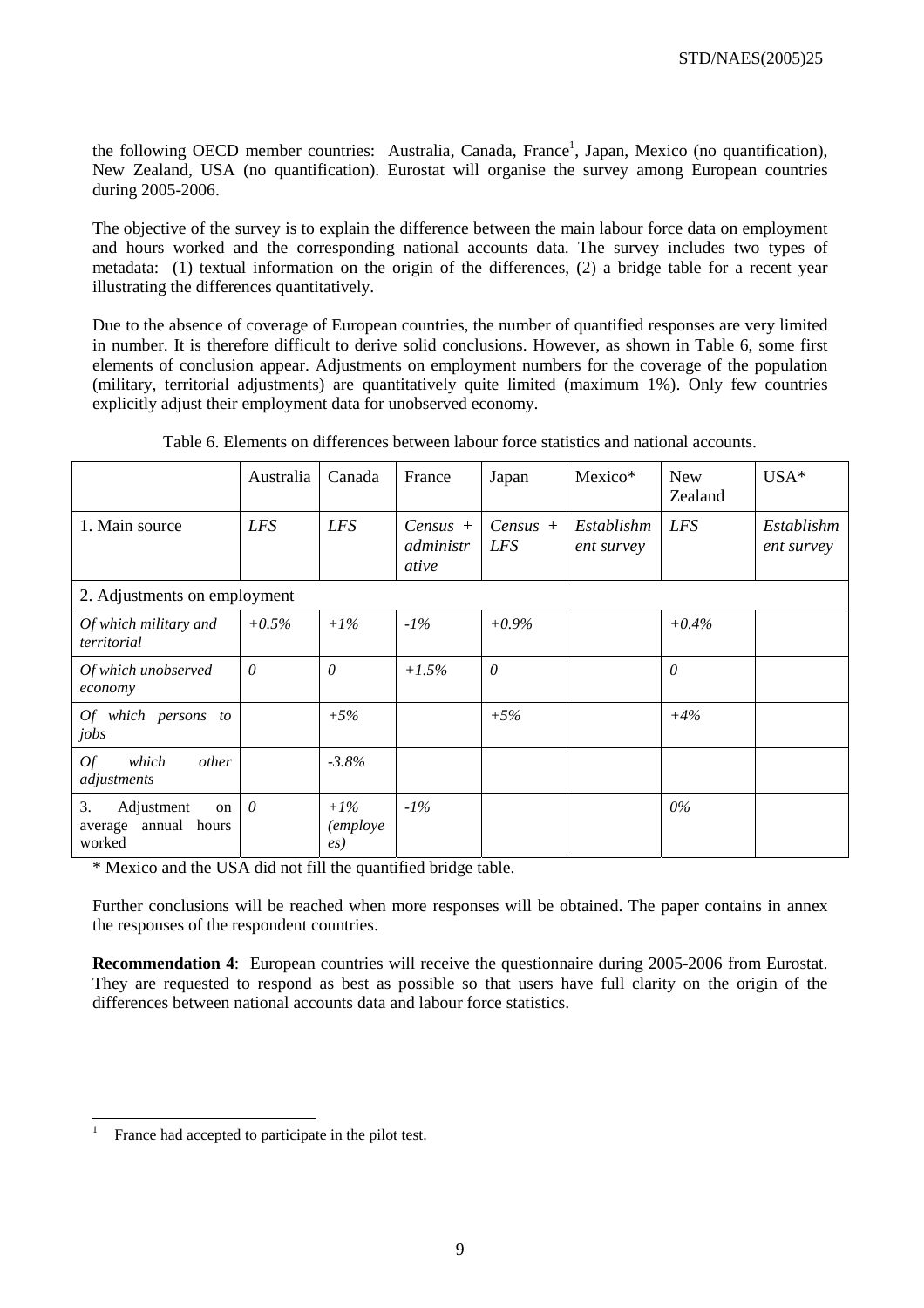the following OECD member countries: Australia, Canada, France[1], Japan, Mexico (no quantification), New Zealand, USA (no quantification). Eurostat will organise the survey among European countries during 2005-2006.

The objective of the survey is to explain the difference between the main labour force data on employment and hours worked and the corresponding national accounts data. The survey includes two types of metadata: (1) textual information on the origin of the differences, (2) a bridge table for a recent year illustrating the differences quantitatively.

Due to the absence of coverage of European countries, the number of quantified responses are very limited in number. It is therefore difficult to derive solid conclusions. However, as shown in Table 6, some first elements of conclusion appear. Adjustments on employment numbers for the coverage of the population (military, territorial adjustments) are quantitatively quite limited (maximum 1%). Only few countries explicitly adjust their employment data for unobserved economy.

Table 6. Elements on differences between labour force statistics and national accounts.

| | Australia | Canada | France | Japan | Mexico* | New Zealand | USA* |
|---|---|---|---|---|---|---|---|
| 1. Main source | *LFS* | *LFS* | *Census + administrative* | *Census + LFS* | *Establishment survey* | *LFS* | *Establishment survey* |
| 2. Adjustments on employment | | | | | | | |
| *Of which military and territorial* | *+0.5%* | *+1%* | *-1%* | *+0.9%* | | *+0.4%* | |
| *Of which unobserved economy* | *0* | *0* | *+1.5%* | *0* | | *0* | |
| *Of which persons to jobs* | | *+5%* | | *+5%* | | *+4%* | |
| *Of which other adjustments* | | *-3.8%* | | | | | |
| 3. Adjustment on average annual hours worked | *0* | *+1% (employees)* | *-1%* | | | *0%* | |

\* Mexico and the USA did not fill the quantified bridge table.

Further conclusions will be reached when more responses will be obtained. The paper contains in annex the responses of the respondent countries.

**Recommendation 4**: European countries will receive the questionnaire during 2005-2006 from Eurostat. They are requested to respond as best as possible so that users have full clarity on the origin of the differences between national accounts data and labour force statistics.

[1] France had accepted to participate in the pilot test.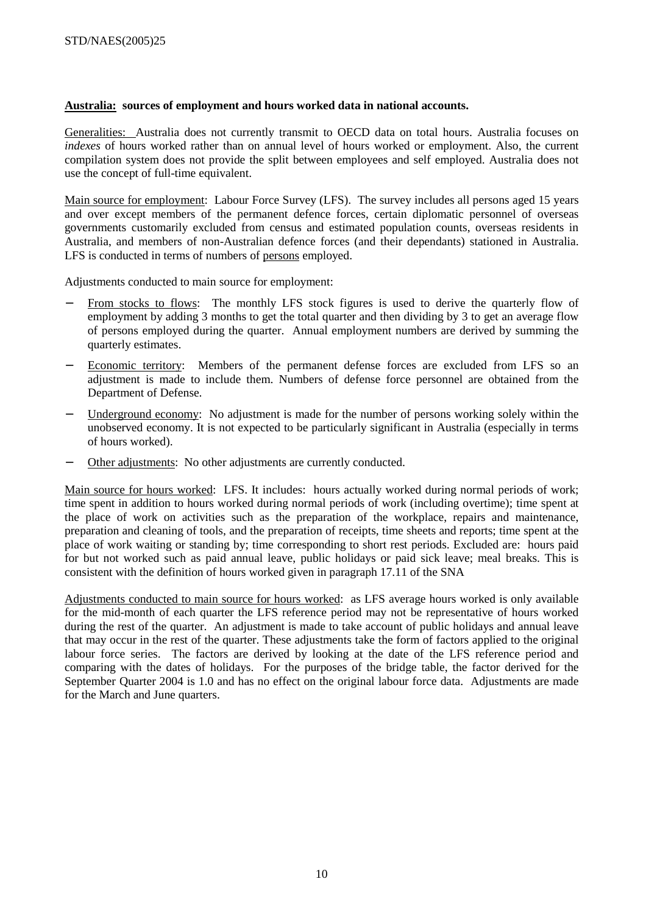**Australia: sources of employment and hours worked data in national accounts.**

Generalities: Australia does not currently transmit to OECD data on total hours. Australia focuses on *indexes* of hours worked rather than on annual level of hours worked or employment. Also, the current compilation system does not provide the split between employees and self employed. Australia does not use the concept of full-time equivalent.

Main source for employment: Labour Force Survey (LFS). The survey includes all persons aged 15 years and over except members of the permanent defence forces, certain diplomatic personnel of overseas governments customarily excluded from census and estimated population counts, overseas residents in Australia, and members of non-Australian defence forces (and their dependants) stationed in Australia. LFS is conducted in terms of numbers of persons employed.

Adjustments conducted to main source for employment:

- From stocks to flows: The monthly LFS stock figures is used to derive the quarterly flow of employment by adding 3 months to get the total quarter and then dividing by 3 to get an average flow of persons employed during the quarter. Annual employment numbers are derived by summing the quarterly estimates.
- Economic territory: Members of the permanent defense forces are excluded from LFS so an adjustment is made to include them. Numbers of defense force personnel are obtained from the Department of Defense.
- Underground economy: No adjustment is made for the number of persons working solely within the unobserved economy. It is not expected to be particularly significant in Australia (especially in terms of hours worked).
- Other adjustments: No other adjustments are currently conducted.

Main source for hours worked: LFS. It includes: hours actually worked during normal periods of work; time spent in addition to hours worked during normal periods of work (including overtime); time spent at the place of work on activities such as the preparation of the workplace, repairs and maintenance, preparation and cleaning of tools, and the preparation of receipts, time sheets and reports; time spent at the place of work waiting or standing by; time corresponding to short rest periods. Excluded are: hours paid for but not worked such as paid annual leave, public holidays or paid sick leave; meal breaks. This is consistent with the definition of hours worked given in paragraph 17.11 of the SNA

Adjustments conducted to main source for hours worked: as LFS average hours worked is only available for the mid-month of each quarter the LFS reference period may not be representative of hours worked during the rest of the quarter. An adjustment is made to take account of public holidays and annual leave that may occur in the rest of the quarter. These adjustments take the form of factors applied to the original labour force series. The factors are derived by looking at the date of the LFS reference period and comparing with the dates of holidays. For the purposes of the bridge table, the factor derived for the September Quarter 2004 is 1.0 and has no effect on the original labour force data. Adjustments are made for the March and June quarters.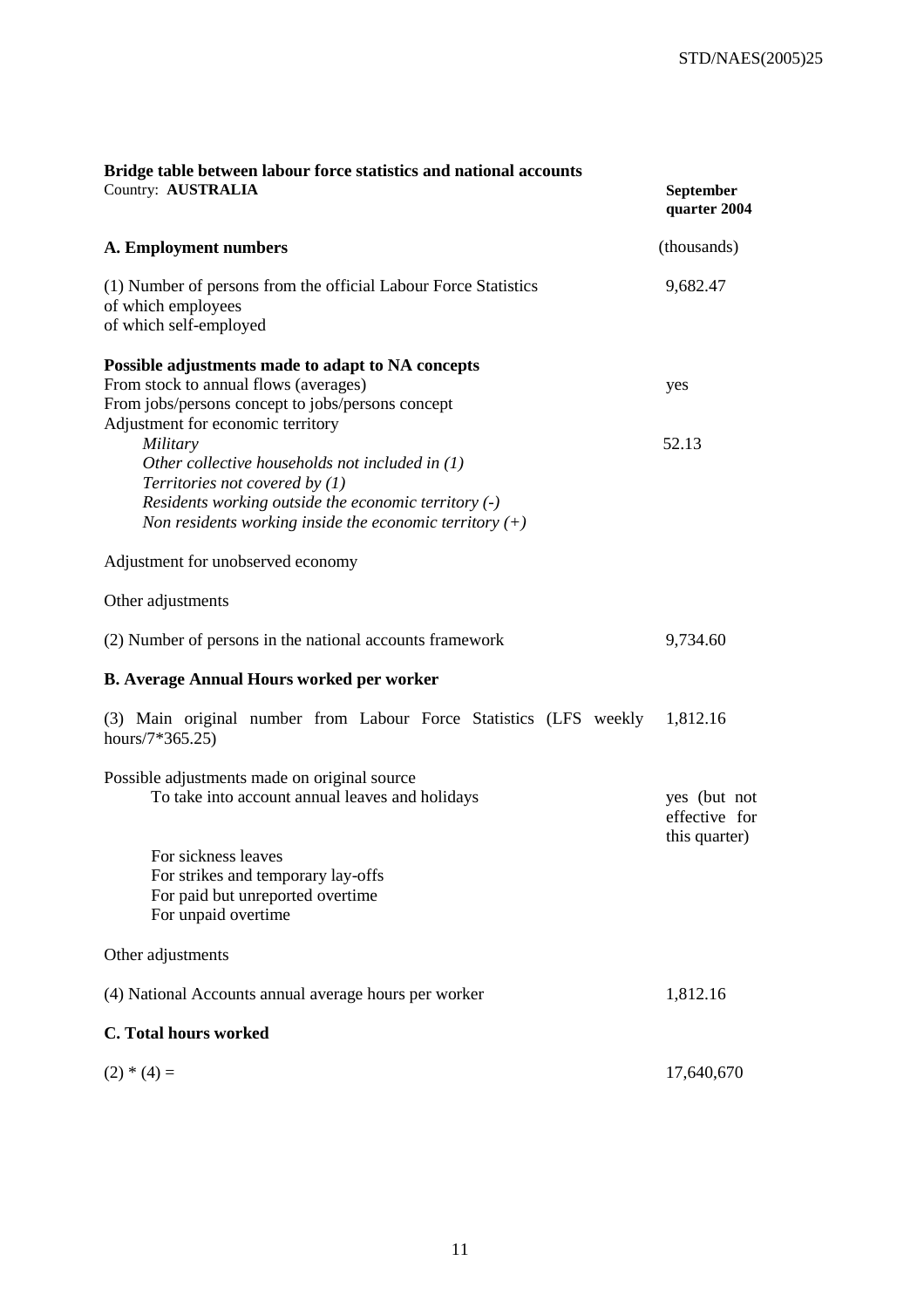**Bridge table between labour force statistics and national accounts**

Country: **AUSTRALIA**

| | **September quarter 2004** |
|---|---|
| **A. Employment numbers** | (thousands) |
| (1) Number of persons from the official Labour Force Statistics | 9,682.47 |
| of which employees | |
| of which self-employed | |
| **Possible adjustments made to adapt to NA concepts** | |
| From stock to annual flows (averages) | yes |
| From jobs/persons concept to jobs/persons concept | |
| Adjustment for economic territory | |
| *Military* | 52.13 |
| *Other collective households not included in (1)* | |
| *Territories not covered by (1)* | |
| *Residents working outside the economic territory (-)* | |
| *Non residents working inside the economic territory (+)* | |
| Adjustment for unobserved economy | |
| Other adjustments | |
| (2) Number of persons in the national accounts framework | 9,734.60 |
| **B. Average Annual Hours worked per worker** | |
| (3) Main original number from Labour Force Statistics (LFS weekly hours/7*365.25) | 1,812.16 |
| Possible adjustments made on original source | |
| To take into account annual leaves and holidays | yes (but not effective for this quarter) |
| For sickness leaves | |
| For strikes and temporary lay-offs | |
| For paid but unreported overtime | |
| For unpaid overtime | |
| Other adjustments | |
| (4) National Accounts annual average hours per worker | 1,812.16 |
| **C. Total hours worked** | |
| (2) * (4) = | 17,640,670 |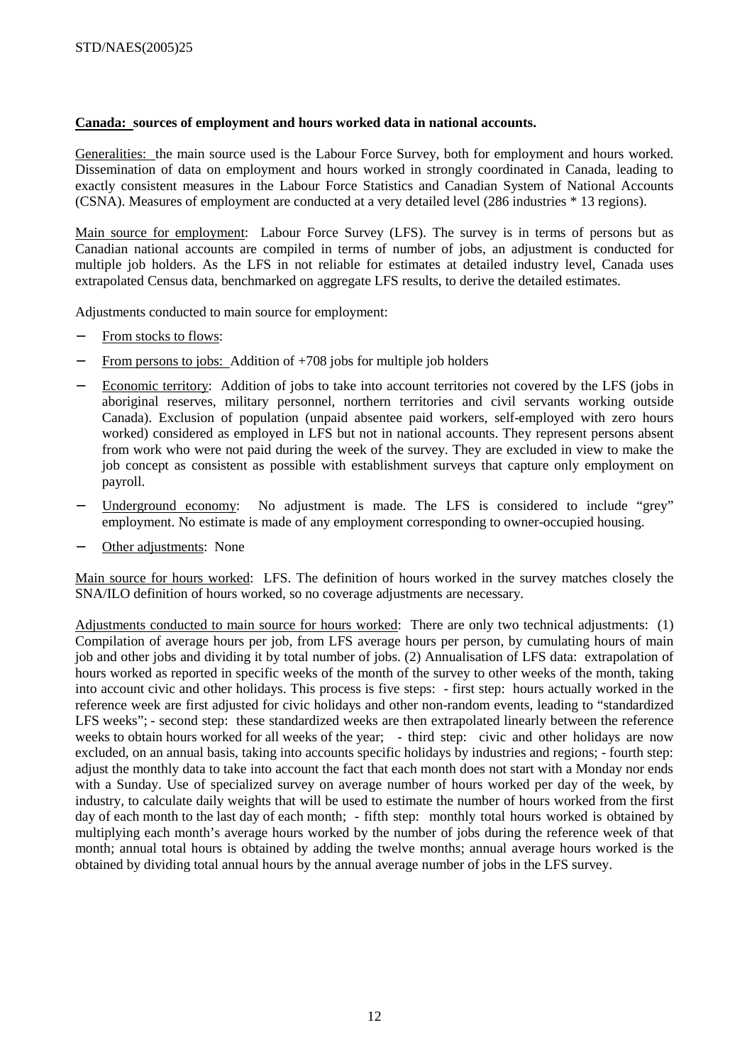**Canada: sources of employment and hours worked data in national accounts.**

Generalities: the main source used is the Labour Force Survey, both for employment and hours worked. Dissemination of data on employment and hours worked in strongly coordinated in Canada, leading to exactly consistent measures in the Labour Force Statistics and Canadian System of National Accounts (CSNA). Measures of employment are conducted at a very detailed level (286 industries * 13 regions).

Main source for employment: Labour Force Survey (LFS). The survey is in terms of persons but as Canadian national accounts are compiled in terms of number of jobs, an adjustment is conducted for multiple job holders. As the LFS in not reliable for estimates at detailed industry level, Canada uses extrapolated Census data, benchmarked on aggregate LFS results, to derive the detailed estimates.

Adjustments conducted to main source for employment:

- From stocks to flows:
- From persons to jobs: Addition of +708 jobs for multiple job holders
- Economic territory: Addition of jobs to take into account territories not covered by the LFS (jobs in aboriginal reserves, military personnel, northern territories and civil servants working outside Canada). Exclusion of population (unpaid absentee paid workers, self-employed with zero hours worked) considered as employed in LFS but not in national accounts. They represent persons absent from work who were not paid during the week of the survey. They are excluded in view to make the job concept as consistent as possible with establishment surveys that capture only employment on payroll.
- Underground economy: No adjustment is made. The LFS is considered to include "grey" employment. No estimate is made of any employment corresponding to owner-occupied housing.
- Other adjustments: None

Main source for hours worked: LFS. The definition of hours worked in the survey matches closely the SNA/ILO definition of hours worked, so no coverage adjustments are necessary.

Adjustments conducted to main source for hours worked: There are only two technical adjustments: (1) Compilation of average hours per job, from LFS average hours per person, by cumulating hours of main job and other jobs and dividing it by total number of jobs. (2) Annualisation of LFS data: extrapolation of hours worked as reported in specific weeks of the month of the survey to other weeks of the month, taking into account civic and other holidays. This process is five steps: - first step: hours actually worked in the reference week are first adjusted for civic holidays and other non-random events, leading to "standardized LFS weeks"; - second step: these standardized weeks are then extrapolated linearly between the reference weeks to obtain hours worked for all weeks of the year; - third step: civic and other holidays are now excluded, on an annual basis, taking into accounts specific holidays by industries and regions; - fourth step: adjust the monthly data to take into account the fact that each month does not start with a Monday nor ends with a Sunday. Use of specialized survey on average number of hours worked per day of the week, by industry, to calculate daily weights that will be used to estimate the number of hours worked from the first day of each month to the last day of each month; - fifth step: monthly total hours worked is obtained by multiplying each month's average hours worked by the number of jobs during the reference week of that month; annual total hours is obtained by adding the twelve months; annual average hours worked is the obtained by dividing total annual hours by the annual average number of jobs in the LFS survey.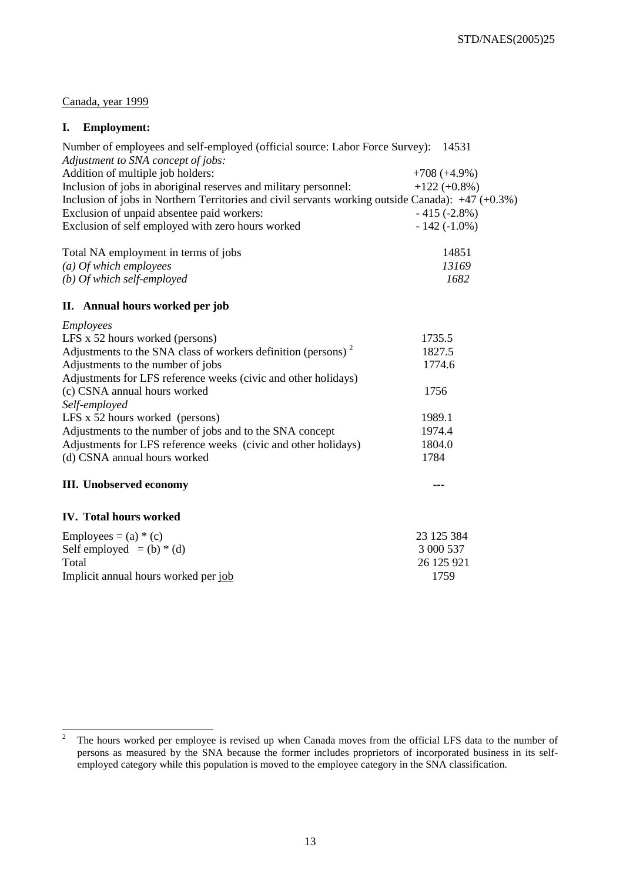Canada, year 1999

## I. Employment:

| | |
|---|---|
| Number of employees and self-employed (official source: Labor Force Survey): | 14531 |
| *Adjustment to SNA concept of jobs:* | |
| Addition of multiple job holders: | +708 (+4.9%) |
| Inclusion of jobs in aboriginal reserves and military personnel: | +122 (+0.8%) |
| Inclusion of jobs in Northern Territories and civil servants working outside Canada): | +47 (+0.3%) |
| Exclusion of unpaid absentee paid workers: | - 415 (-2.8%) |
| Exclusion of self employed with zero hours worked | - 142 (-1.0%) |
| Total NA employment in terms of jobs | 14851 |
| *(a) Of which employees* | *13169* |
| *(b) Of which self-employed* | *1682* |

## II. Annual hours worked per job

| | |
|---|---|
| *Employees* | |
| LFS x 52 hours worked (persons) | 1735.5 |
| Adjustments to the SNA class of workers definition (persons) [2] | 1827.5 |
| Adjustments to the number of jobs | 1774.6 |
| Adjustments for LFS reference weeks (civic and other holidays) | |
| (c) CSNA annual hours worked | 1756 |
| *Self-employed* | |
| LFS x 52 hours worked (persons) | 1989.1 |
| Adjustments to the number of jobs and to the SNA concept | 1974.4 |
| Adjustments for LFS reference weeks (civic and other holidays) | 1804.0 |
| (d) CSNA annual hours worked | 1784 |

## III. Unobserved economy ---

## IV. Total hours worked

| | |
|---|---|
| Employees = (a) * (c) | 23 125 384 |
| Self employed = (b) * (d) | 3 000 537 |
| Total | 26 125 921 |
| Implicit annual hours worked per job | 1759 |

---

[2] The hours worked per employee is revised up when Canada moves from the official LFS data to the number of persons as measured by the SNA because the former includes proprietors of incorporated business in its self-employed category while this population is moved to the employee category in the SNA classification.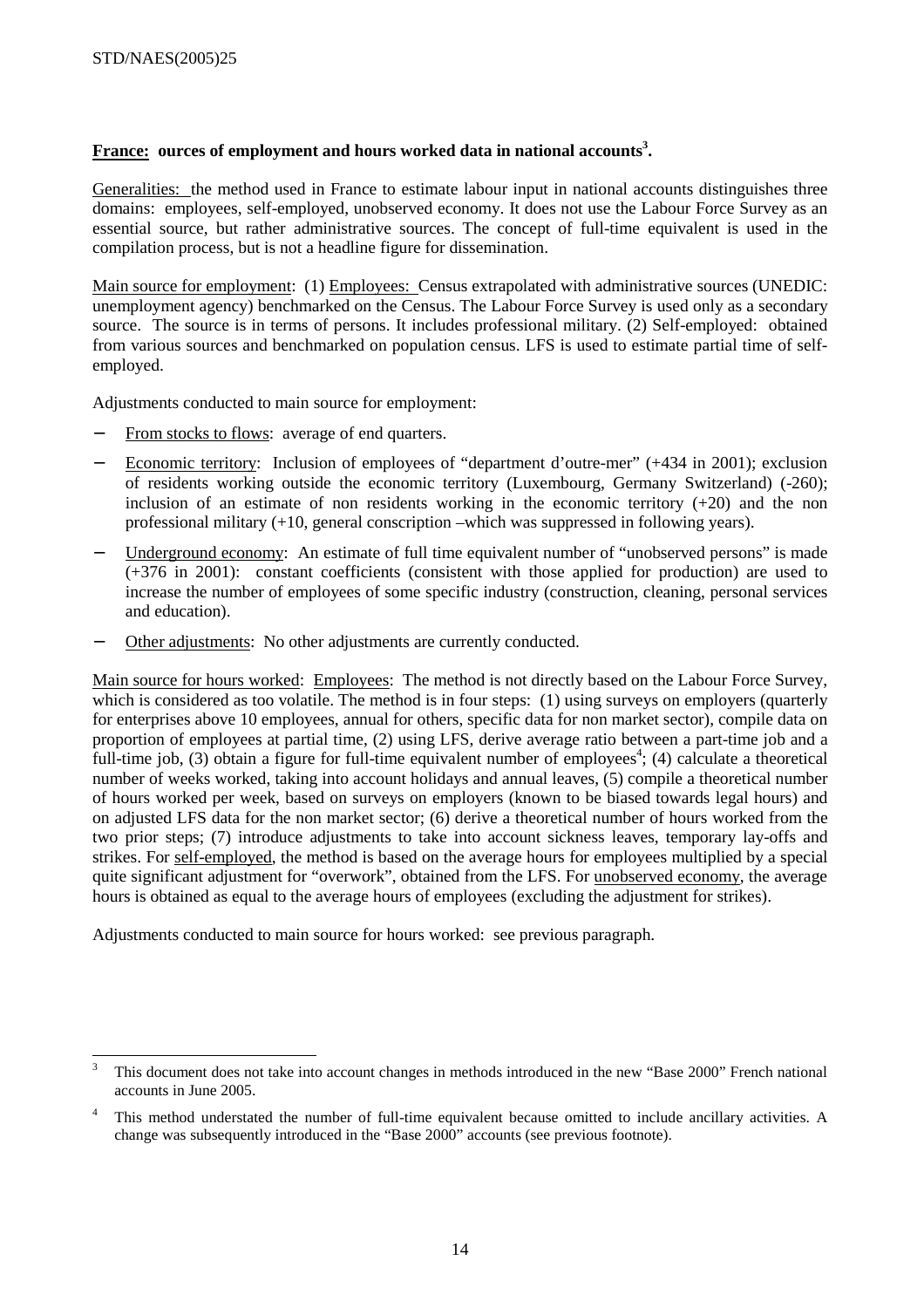**<u>France:</u> ources of employment and hours worked data in national accounts[3].**

<u>Generalities:</u> the method used in France to estimate labour input in national accounts distinguishes three domains: employees, self-employed, unobserved economy. It does not use the Labour Force Survey as an essential source, but rather administrative sources. The concept of full-time equivalent is used in the compilation process, but is not a headline figure for dissemination.

<u>Main source for employment</u>: (1) <u>Employees:</u> Census extrapolated with administrative sources (UNEDIC: unemployment agency) benchmarked on the Census. The Labour Force Survey is used only as a secondary source. The source is in terms of persons. It includes professional military. (2) Self-employed: obtained from various sources and benchmarked on population census. LFS is used to estimate partial time of self-employed.

Adjustments conducted to main source for employment:

- <u>From stocks to flows</u>: average of end quarters.
- <u>Economic territory</u>: Inclusion of employees of "department d'outre-mer" (+434 in 2001); exclusion of residents working outside the economic territory (Luxembourg, Germany Switzerland) (-260); inclusion of an estimate of non residents working in the economic territory (+20) and the non professional military (+10, general conscription –which was suppressed in following years).
- <u>Underground economy</u>: An estimate of full time equivalent number of "unobserved persons" is made (+376 in 2001): constant coefficients (consistent with those applied for production) are used to increase the number of employees of some specific industry (construction, cleaning, personal services and education).
- <u>Other adjustments</u>: No other adjustments are currently conducted.

<u>Main source for hours worked</u>: <u>Employees</u>: The method is not directly based on the Labour Force Survey, which is considered as too volatile. The method is in four steps: (1) using surveys on employers (quarterly for enterprises above 10 employees, annual for others, specific data for non market sector), compile data on proportion of employees at partial time, (2) using LFS, derive average ratio between a part-time job and a full-time job, (3) obtain a figure for full-time equivalent number of employees[4]; (4) calculate a theoretical number of weeks worked, taking into account holidays and annual leaves, (5) compile a theoretical number of hours worked per week, based on surveys on employers (known to be biased towards legal hours) and on adjusted LFS data for the non market sector; (6) derive a theoretical number of hours worked from the two prior steps; (7) introduce adjustments to take into account sickness leaves, temporary lay-offs and strikes. For <u>self-employed</u>, the method is based on the average hours for employees multiplied by a special quite significant adjustment for "overwork", obtained from the LFS. For <u>unobserved economy</u>, the average hours is obtained as equal to the average hours of employees (excluding the adjustment for strikes).

Adjustments conducted to main source for hours worked: see previous paragraph.

---

[3] This document does not take into account changes in methods introduced in the new "Base 2000" French national accounts in June 2005.

[4] This method understated the number of full-time equivalent because omitted to include ancillary activities. A change was subsequently introduced in the "Base 2000" accounts (see previous footnote).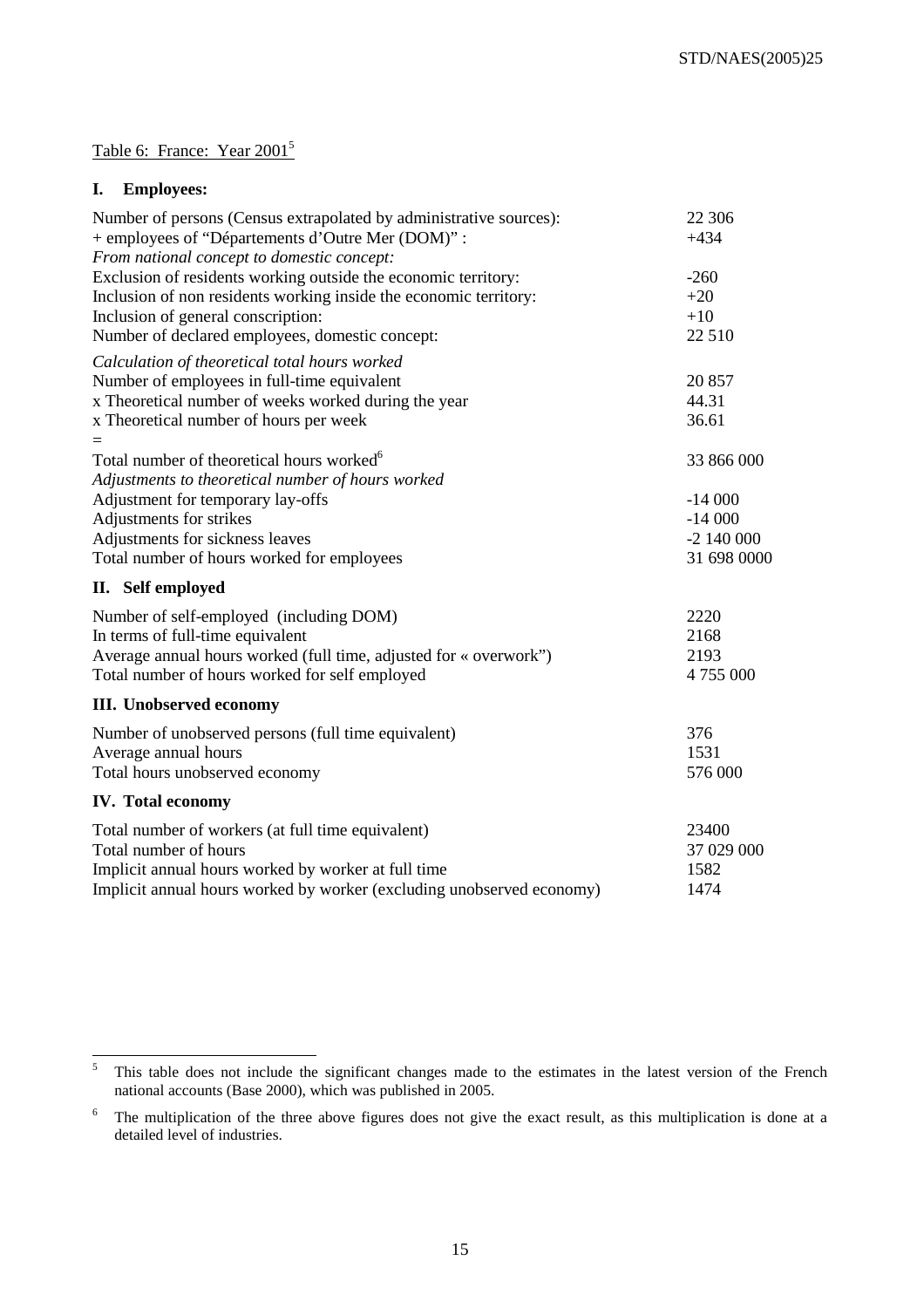Table 6: France: Year 2001[5]

**I. Employees:**

| | |
|---|---|
| Number of persons (Census extrapolated by administrative sources): | 22 306 |
| + employees of “Départements d’Outre Mer (DOM)” : | +434 |
| *From national concept to domestic concept:* | |
| Exclusion of residents working outside the economic territory: | -260 |
| Inclusion of non residents working inside the economic territory: | +20 |
| Inclusion of general conscription: | +10 |
| Number of declared employees, domestic concept: | 22 510 |
| *Calculation of theoretical total hours worked* | |
| Number of employees in full-time equivalent | 20 857 |
| x Theoretical number of weeks worked during the year | 44.31 |
| x Theoretical number of hours per week | 36.61 |
| = | |
| Total number of theoretical hours worked[6] | 33 866 000 |
| *Adjustments to theoretical number of hours worked* | |
| Adjustment for temporary lay-offs | -14 000 |
| Adjustments for strikes | -14 000 |
| Adjustments for sickness leaves | -2 140 000 |
| Total number of hours worked for employees | 31 698 0000 |

**II. Self employed**

| | |
|---|---|
| Number of self-employed (including DOM) | 2220 |
| In terms of full-time equivalent | 2168 |
| Average annual hours worked (full time, adjusted for « overwork”) | 2193 |
| Total number of hours worked for self employed | 4 755 000 |

**III. Unobserved economy**

| | |
|---|---|
| Number of unobserved persons (full time equivalent) | 376 |
| Average annual hours | 1531 |
| Total hours unobserved economy | 576 000 |

**IV. Total economy**

| | |
|---|---|
| Total number of workers (at full time equivalent) | 23400 |
| Total number of hours | 37 029 000 |
| Implicit annual hours worked by worker at full time | 1582 |
| Implicit annual hours worked by worker (excluding unobserved economy) | 1474 |

---

[5] This table does not include the significant changes made to the estimates in the latest version of the French national accounts (Base 2000), which was published in 2005.

[6] The multiplication of the three above figures does not give the exact result, as this multiplication is done at a detailed level of industries.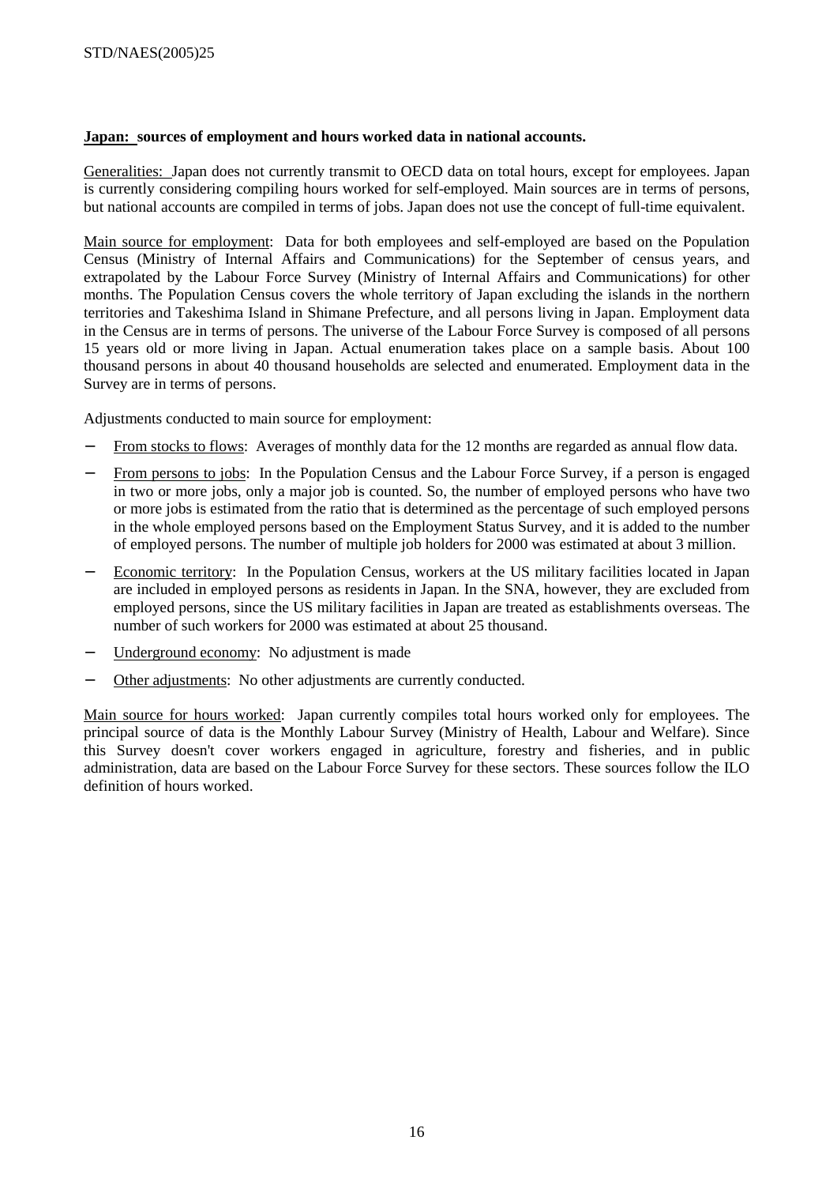**Japan: sources of employment and hours worked data in national accounts.**

Generalities: Japan does not currently transmit to OECD data on total hours, except for employees. Japan is currently considering compiling hours worked for self-employed. Main sources are in terms of persons, but national accounts are compiled in terms of jobs. Japan does not use the concept of full-time equivalent.

Main source for employment: Data for both employees and self-employed are based on the Population Census (Ministry of Internal Affairs and Communications) for the September of census years, and extrapolated by the Labour Force Survey (Ministry of Internal Affairs and Communications) for other months. The Population Census covers the whole territory of Japan excluding the islands in the northern territories and Takeshima Island in Shimane Prefecture, and all persons living in Japan. Employment data in the Census are in terms of persons. The universe of the Labour Force Survey is composed of all persons 15 years old or more living in Japan. Actual enumeration takes place on a sample basis. About 100 thousand persons in about 40 thousand households are selected and enumerated. Employment data in the Survey are in terms of persons.

Adjustments conducted to main source for employment:

- From stocks to flows: Averages of monthly data for the 12 months are regarded as annual flow data.
- From persons to jobs: In the Population Census and the Labour Force Survey, if a person is engaged in two or more jobs, only a major job is counted. So, the number of employed persons who have two or more jobs is estimated from the ratio that is determined as the percentage of such employed persons in the whole employed persons based on the Employment Status Survey, and it is added to the number of employed persons. The number of multiple job holders for 2000 was estimated at about 3 million.
- Economic territory: In the Population Census, workers at the US military facilities located in Japan are included in employed persons as residents in Japan. In the SNA, however, they are excluded from employed persons, since the US military facilities in Japan are treated as establishments overseas. The number of such workers for 2000 was estimated at about 25 thousand.
- Underground economy: No adjustment is made
- Other adjustments: No other adjustments are currently conducted.

Main source for hours worked: Japan currently compiles total hours worked only for employees. The principal source of data is the Monthly Labour Survey (Ministry of Health, Labour and Welfare). Since this Survey doesn't cover workers engaged in agriculture, forestry and fisheries, and in public administration, data are based on the Labour Force Survey for these sectors. These sources follow the ILO definition of hours worked.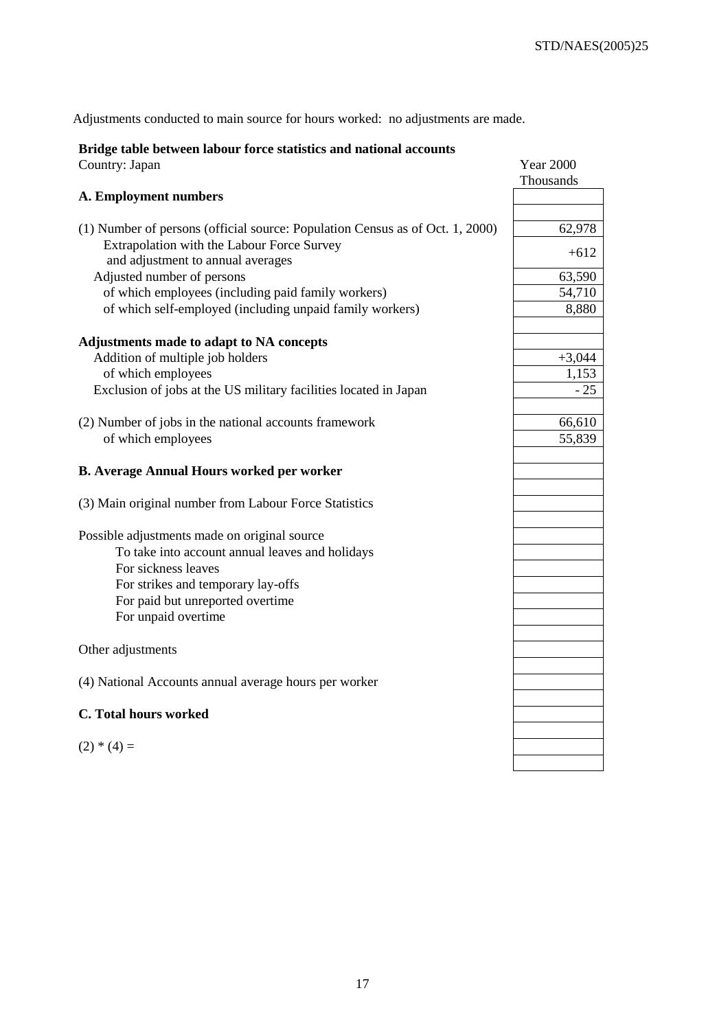Adjustments conducted to main source for hours worked: no adjustments are made.

**Bridge table between labour force statistics and national accounts**

| Country: Japan | Year 2000 Thousands |
|---|---|
| **A. Employment numbers** | |
| | |
| (1) Number of persons (official source: Population Census as of Oct. 1, 2000) | 62,978 |
| Extrapolation with the Labour Force Survey and adjustment to annual averages | +612 |
| Adjusted number of persons | 63,590 |
| of which employees (including paid family workers) | 54,710 |
| of which self-employed (including unpaid family workers) | 8,880 |
| | |
| **Adjustments made to adapt to NA concepts** | |
| Addition of multiple job holders | +3,044 |
| of which employees | 1,153 |
| Exclusion of jobs at the US military facilities located in Japan | - 25 |
| | |
| (2) Number of jobs in the national accounts framework | 66,610 |
| of which employees | 55,839 |
| | |
| **B. Average Annual Hours worked per worker** | |
| | |
| (3) Main original number from Labour Force Statistics | |
| | |
| Possible adjustments made on original source | |
| To take into account annual leaves and holidays | |
| For sickness leaves | |
| For strikes and temporary lay-offs | |
| For paid but unreported overtime | |
| For unpaid overtime | |
| | |
| Other adjustments | |
| | |
| (4) National Accounts annual average hours per worker | |
| | |
| **C. Total hours worked** | |
| | |
| (2) * (4) = | |
| | |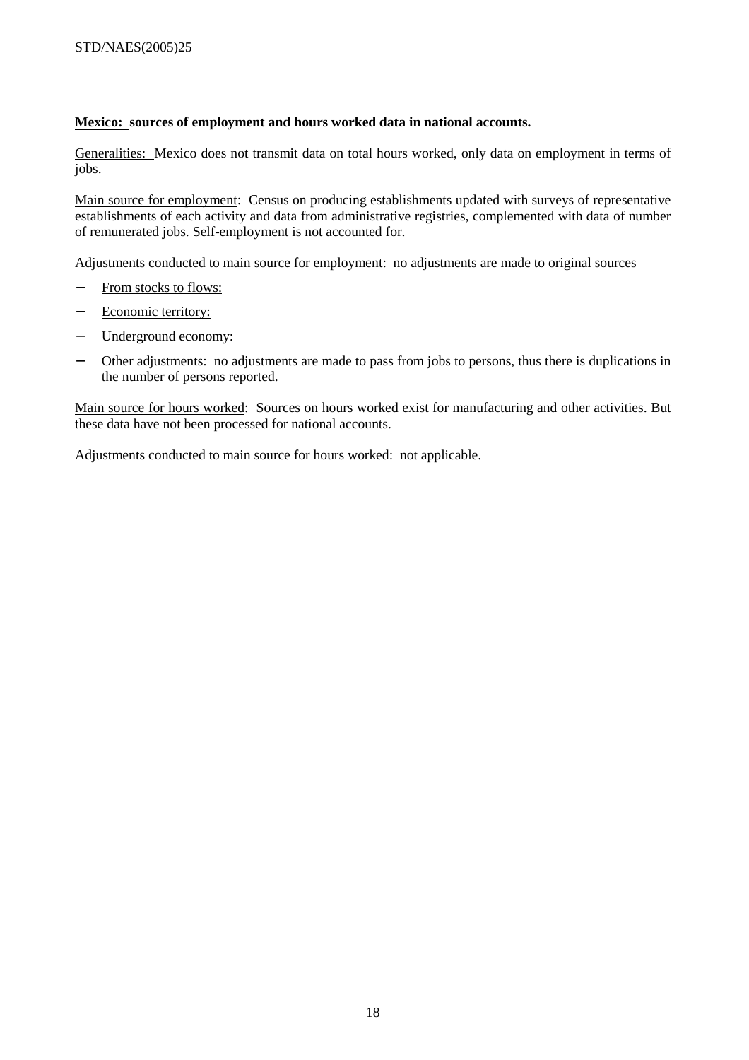**Mexico: sources of employment and hours worked data in national accounts.**

Generalities: Mexico does not transmit data on total hours worked, only data on employment in terms of jobs.

Main source for employment: Census on producing establishments updated with surveys of representative establishments of each activity and data from administrative registries, complemented with data of number of remunerated jobs. Self-employment is not accounted for.

Adjustments conducted to main source for employment: no adjustments are made to original sources

- From stocks to flows:
- Economic territory:
- Underground economy:
- Other adjustments: no adjustments are made to pass from jobs to persons, thus there is duplications in the number of persons reported.

Main source for hours worked: Sources on hours worked exist for manufacturing and other activities. But these data have not been processed for national accounts.

Adjustments conducted to main source for hours worked: not applicable.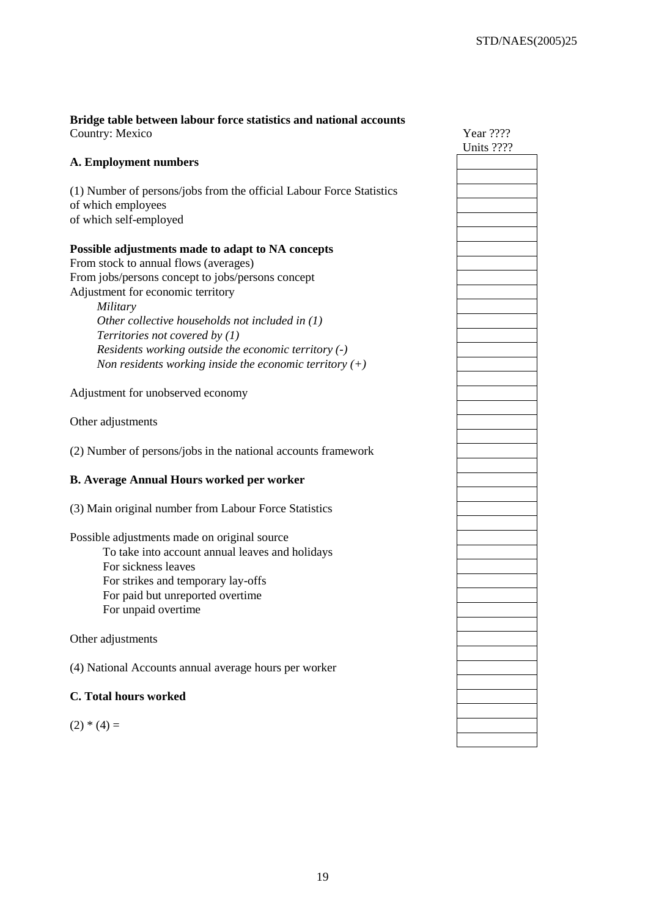**Bridge table between labour force statistics and national accounts**

Country: Mexico

| | Year ???? Units ???? |
|---|---|
| **A. Employment numbers** | |
| | |
| (1) Number of persons/jobs from the official Labour Force Statistics | |
| of which employees | |
| of which self-employed | |
| | |
| **Possible adjustments made to adapt to NA concepts** | |
| From stock to annual flows (averages) | |
| From jobs/persons concept to jobs/persons concept | |
| Adjustment for economic territory | |
| *Military* | |
| *Other collective households not included in (1)* | |
| *Territories not covered by (1)* | |
| *Residents working outside the economic territory (-)* | |
| *Non residents working inside the economic territory (+)* | |
| | |
| Adjustment for unobserved economy | |
| | |
| Other adjustments | |
| | |
| (2) Number of persons/jobs in the national accounts framework | |
| | |
| **B. Average Annual Hours worked per worker** | |
| | |
| (3) Main original number from Labour Force Statistics | |
| | |
| Possible adjustments made on original source | |
| To take into account annual leaves and holidays | |
| For sickness leaves | |
| For strikes and temporary lay-offs | |
| For paid but unreported overtime | |
| For unpaid overtime | |
| | |
| Other adjustments | |
| | |
| (4) National Accounts annual average hours per worker | |
| | |
| **C. Total hours worked** | |
| | |
| (2) * (4) = | |
| | |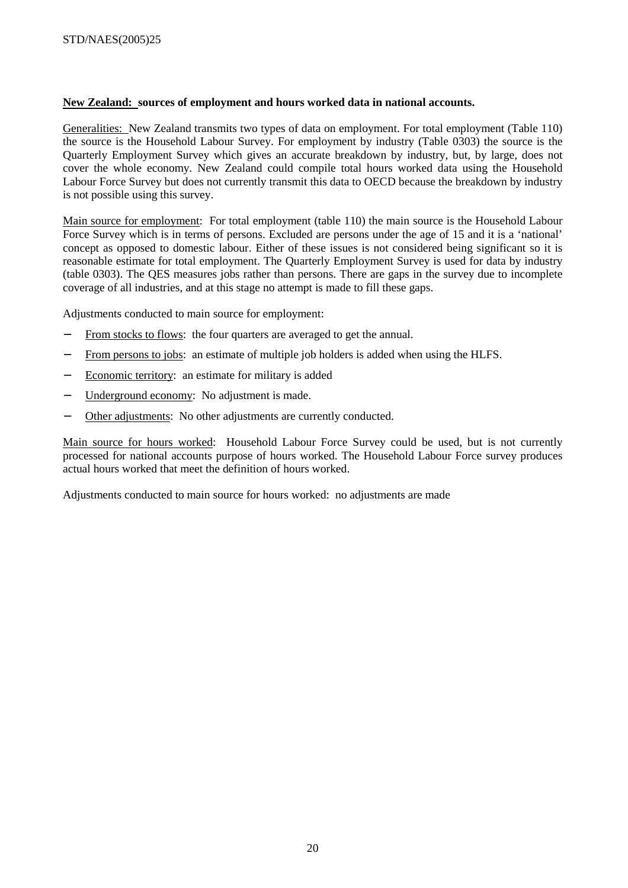**New Zealand: sources of employment and hours worked data in national accounts.**

Generalities: New Zealand transmits two types of data on employment. For total employment (Table 110) the source is the Household Labour Survey. For employment by industry (Table 0303) the source is the Quarterly Employment Survey which gives an accurate breakdown by industry, but, by large, does not cover the whole economy. New Zealand could compile total hours worked data using the Household Labour Force Survey but does not currently transmit this data to OECD because the breakdown by industry is not possible using this survey.

Main source for employment: For total employment (table 110) the main source is the Household Labour Force Survey which is in terms of persons. Excluded are persons under the age of 15 and it is a 'national' concept as opposed to domestic labour. Either of these issues is not considered being significant so it is reasonable estimate for total employment. The Quarterly Employment Survey is used for data by industry (table 0303). The QES measures jobs rather than persons. There are gaps in the survey due to incomplete coverage of all industries, and at this stage no attempt is made to fill these gaps.

Adjustments conducted to main source for employment:

- From stocks to flows: the four quarters are averaged to get the annual.
- From persons to jobs: an estimate of multiple job holders is added when using the HLFS.
- Economic territory: an estimate for military is added
- Underground economy: No adjustment is made.
- Other adjustments: No other adjustments are currently conducted.

Main source for hours worked: Household Labour Force Survey could be used, but is not currently processed for national accounts purpose of hours worked. The Household Labour Force survey produces actual hours worked that meet the definition of hours worked.

Adjustments conducted to main source for hours worked: no adjustments are made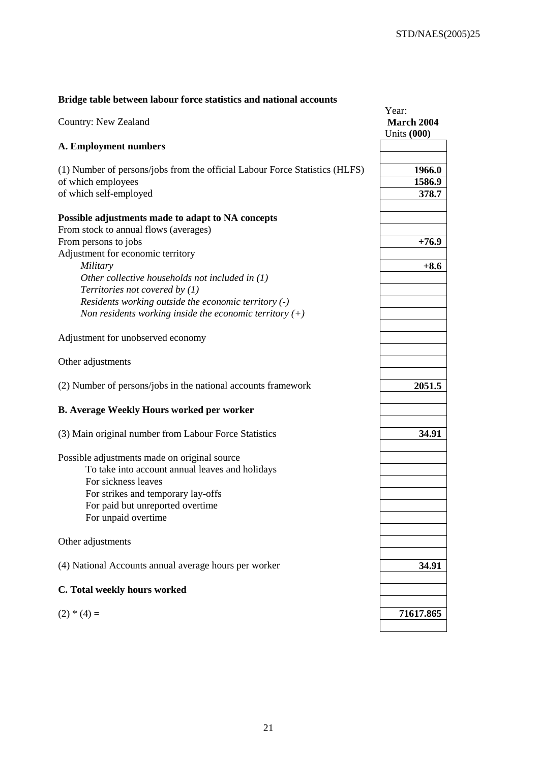**Bridge table between labour force statistics and national accounts**

| Country: New Zealand | Year: **March 2004** Units **(000)** |
|---|---|
| **A. Employment numbers** | |
| | |
| (1) Number of persons/jobs from the official Labour Force Statistics (HLFS) | **1966.0** |
| of which employees | **1586.9** |
| of which self-employed | **378.7** |
| | |
| **Possible adjustments made to adapt to NA concepts** | |
| From stock to annual flows (averages) | |
| From persons to jobs | **+76.9** |
| Adjustment for economic territory | |
| *Military* | **+8.6** |
| *Other collective households not included in (1)* | |
| *Territories not covered by (1)* | |
| *Residents working outside the economic territory (-)* | |
| *Non residents working inside the economic territory (+)* | |
| | |
| Adjustment for unobserved economy | |
| | |
| Other adjustments | |
| | |
| (2) Number of persons/jobs in the national accounts framework | **2051.5** |
| | |
| **B. Average Weekly Hours worked per worker** | |
| | |
| (3) Main original number from Labour Force Statistics | **34.91** |
| | |
| Possible adjustments made on original source | |
| To take into account annual leaves and holidays | |
| For sickness leaves | |
| For strikes and temporary lay-offs | |
| For paid but unreported overtime | |
| For unpaid overtime | |
| | |
| Other adjustments | |
| | |
| (4) National Accounts annual average hours per worker | **34.91** |
| | |
| **C. Total weekly hours worked** | |
| | |
| (2) * (4) = | **71617.865** |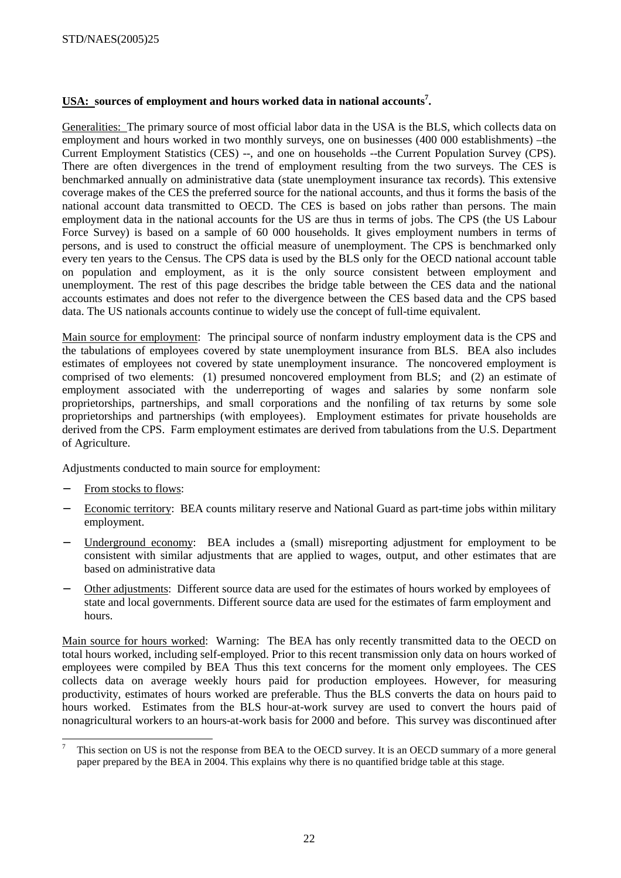**USA: sources of employment and hours worked data in national accounts[7].**

Generalities: The primary source of most official labor data in the USA is the BLS, which collects data on employment and hours worked in two monthly surveys, one on businesses (400 000 establishments) –the Current Employment Statistics (CES) --, and one on households --the Current Population Survey (CPS). There are often divergences in the trend of employment resulting from the two surveys. The CES is benchmarked annually on administrative data (state unemployment insurance tax records). This extensive coverage makes of the CES the preferred source for the national accounts, and thus it forms the basis of the national account data transmitted to OECD. The CES is based on jobs rather than persons. The main employment data in the national accounts for the US are thus in terms of jobs. The CPS (the US Labour Force Survey) is based on a sample of 60 000 households. It gives employment numbers in terms of persons, and is used to construct the official measure of unemployment. The CPS is benchmarked only every ten years to the Census. The CPS data is used by the BLS only for the OECD national account table on population and employment, as it is the only source consistent between employment and unemployment. The rest of this page describes the bridge table between the CES data and the national accounts estimates and does not refer to the divergence between the CES based data and the CPS based data. The US nationals accounts continue to widely use the concept of full-time equivalent.

Main source for employment: The principal source of nonfarm industry employment data is the CPS and the tabulations of employees covered by state unemployment insurance from BLS. BEA also includes estimates of employees not covered by state unemployment insurance. The noncovered employment is comprised of two elements: (1) presumed noncovered employment from BLS; and (2) an estimate of employment associated with the underreporting of wages and salaries by some nonfarm sole proprietorships, partnerships, and small corporations and the nonfiling of tax returns by some sole proprietorships and partnerships (with employees). Employment estimates for private households are derived from the CPS. Farm employment estimates are derived from tabulations from the U.S. Department of Agriculture.

Adjustments conducted to main source for employment:

- From stocks to flows:
- Economic territory: BEA counts military reserve and National Guard as part-time jobs within military employment.
- Underground economy: BEA includes a (small) misreporting adjustment for employment to be consistent with similar adjustments that are applied to wages, output, and other estimates that are based on administrative data
- Other adjustments: Different source data are used for the estimates of hours worked by employees of state and local governments. Different source data are used for the estimates of farm employment and hours.

Main source for hours worked: Warning: The BEA has only recently transmitted data to the OECD on total hours worked, including self-employed. Prior to this recent transmission only data on hours worked of employees were compiled by BEA Thus this text concerns for the moment only employees. The CES collects data on average weekly hours paid for production employees. However, for measuring productivity, estimates of hours worked are preferable. Thus the BLS converts the data on hours paid to hours worked. Estimates from the BLS hour-at-work survey are used to convert the hours paid of nonagricultural workers to an hours-at-work basis for 2000 and before. This survey was discontinued after

[7] This section on US is not the response from BEA to the OECD survey. It is an OECD summary of a more general paper prepared by the BEA in 2004. This explains why there is no quantified bridge table at this stage.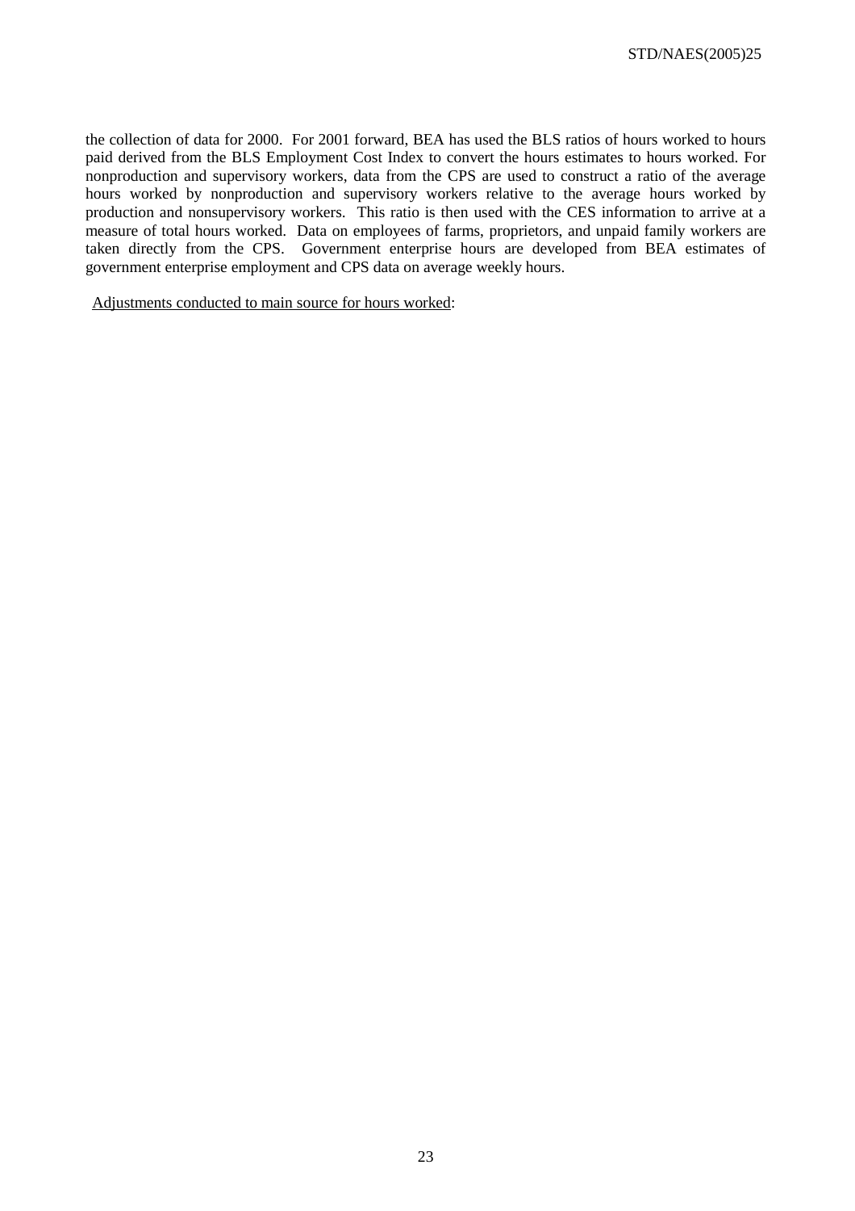the collection of data for 2000. For 2001 forward, BEA has used the BLS ratios of hours worked to hours paid derived from the BLS Employment Cost Index to convert the hours estimates to hours worked. For nonproduction and supervisory workers, data from the CPS are used to construct a ratio of the average hours worked by nonproduction and supervisory workers relative to the average hours worked by production and nonsupervisory workers. This ratio is then used with the CES information to arrive at a measure of total hours worked. Data on employees of farms, proprietors, and unpaid family workers are taken directly from the CPS. Government enterprise hours are developed from BEA estimates of government enterprise employment and CPS data on average weekly hours.

<u>Adjustments conducted to main source for hours worked</u>: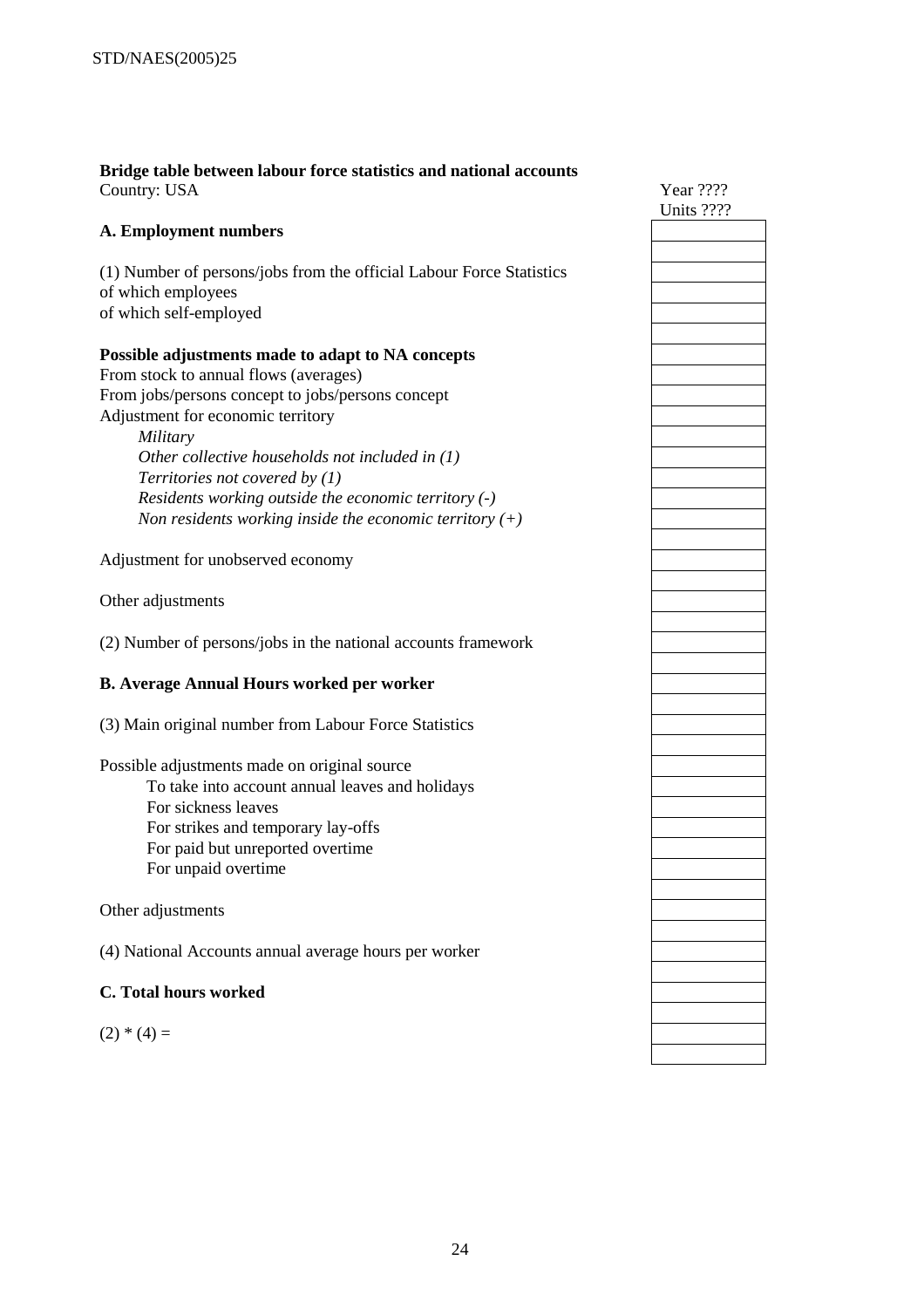**Bridge table between labour force statistics and national accounts**

| Country: USA | Year ????<br>Units ???? |
|---|---|
| **A. Employment numbers** | |
| | |
| (1) Number of persons/jobs from the official Labour Force Statistics | |
| of which employees | |
| of which self-employed | |
| | |
| **Possible adjustments made to adapt to NA concepts** | |
| From stock to annual flows (averages) | |
| From jobs/persons concept to jobs/persons concept | |
| Adjustment for economic territory | |
| *Military* | |
| *Other collective households not included in (1)* | |
| *Territories not covered by (1)* | |
| *Residents working outside the economic territory (-)* | |
| *Non residents working inside the economic territory (+)* | |
| | |
| Adjustment for unobserved economy | |
| | |
| Other adjustments | |
| | |
| (2) Number of persons/jobs in the national accounts framework | |
| | |
| **B. Average Annual Hours worked per worker** | |
| | |
| (3) Main original number from Labour Force Statistics | |
| | |
| Possible adjustments made on original source | |
| To take into account annual leaves and holidays | |
| For sickness leaves | |
| For strikes and temporary lay-offs | |
| For paid but unreported overtime | |
| For unpaid overtime | |
| | |
| Other adjustments | |
| | |
| (4) National Accounts annual average hours per worker | |
| | |
| **C. Total hours worked** | |
| | |
| (2) * (4) = | |
| | |